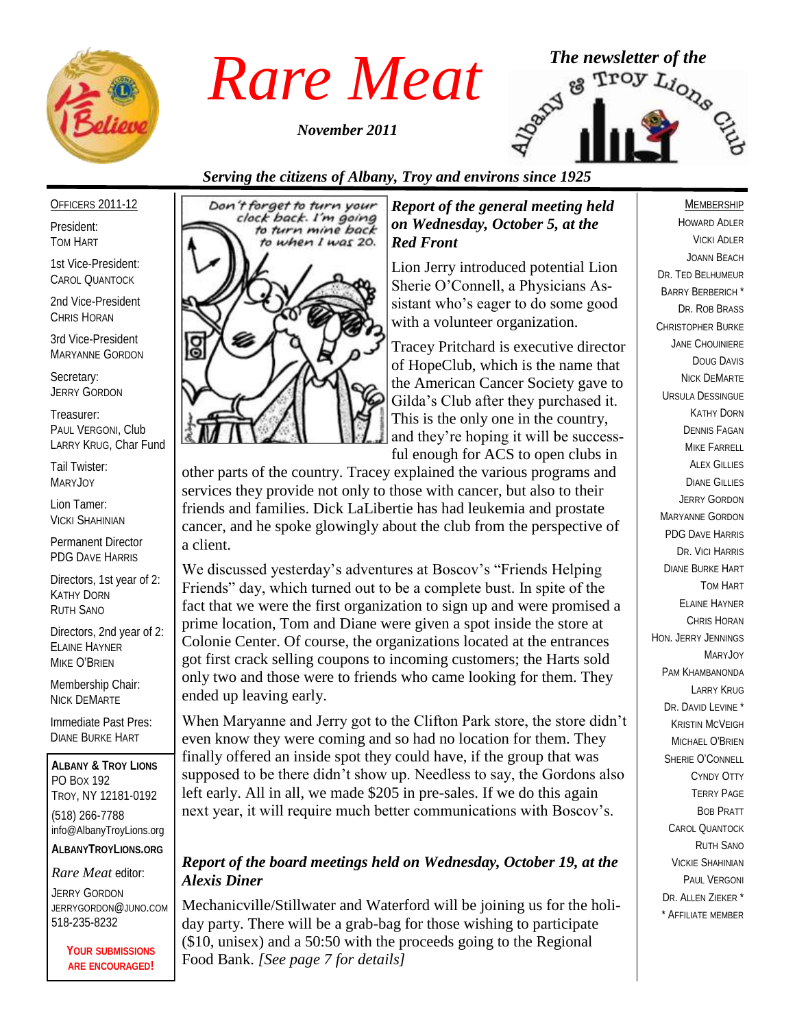# Rare Meat

*November 2011*

*The newsletter of the Albany & Troy Lions Club*

*Serving the citizens of Albany, Troy and environs since 1925*

OFFICERS 2011-12

President:
TOM HART

1st Vice-President:
CAROL QUANTOCK

2nd Vice-President
CHRIS HORAN

3rd Vice-President
MARYANNE GORDON

Secretary:
JERRY GORDON

Treasurer:
PAUL VERGONI, Club
LARRY KRUG, Char Fund

Tail Twister:
MARYJOY

Lion Tamer:
VICKI SHAHINIAN

Permanent Director
PDG DAVE HARRIS

Directors, 1st year of 2:
KATHY DORN
RUTH SANO

Directors, 2nd year of 2:
ELAINE HAYNER
MIKE O'BRIEN

Membership Chair:
NICK DEMARTE

Immediate Past Pres:
DIANE BURKE HART

**ALBANY & TROY LIONS**
PO BOX 192
TROY, NY 12181-0192
(518) 266-7788
info@AlbanyTroyLions.org
**ALBANYTROYLIONS.ORG**

*Rare Meat* editor:
JERRY GORDON
JERRYGORDON@JUNO.COM
518-235-8232

**YOUR SUBMISSIONS ARE ENCOURAGED!**

### *Report of the general meeting held on Wednesday, October 5, at the Red Front*

Lion Jerry introduced potential Lion Sherie O'Connell, a Physicians Assistant who's eager to do some good with a volunteer organization.

Tracey Pritchard is executive director of HopeClub, which is the name that the American Cancer Society gave to Gilda's Club after they purchased it. This is the only one in the country, and they're hoping it will be successful enough for ACS to open clubs in other parts of the country. Tracey explained the various programs and services they provide not only to those with cancer, but also to their friends and families. Dick LaLibertie has had leukemia and prostate cancer, and he spoke glowingly about the club from the perspective of a client.

We discussed yesterday's adventures at Boscov's "Friends Helping Friends" day, which turned out to be a complete bust. In spite of the fact that we were the first organization to sign up and were promised a prime location, Tom and Diane were given a spot inside the store at Colonie Center. Of course, the organizations located at the entrances got first crack selling coupons to incoming customers; the Harts sold only two and those were to friends who came looking for them. They ended up leaving early.

When Maryanne and Jerry got to the Clifton Park store, the store didn't even know they were coming and so had no location for them. They finally offered an inside spot they could have, if the group that was supposed to be there didn't show up. Needless to say, the Gordons also left early. All in all, we made $205 in pre-sales. If we do this again next year, it will require much better communications with Boscov's.

### *Report of the board meetings held on Wednesday, October 19, at the Alexis Diner*

Mechanicville/Stillwater and Waterford will be joining us for the holiday party. There will be a grab-bag for those wishing to participate ($10, unisex) and a 50:50 with the proceeds going to the Regional Food Bank. *[See page 7 for details]*

MEMBERSHIP
HOWARD ADLER
VICKI ADLER
JOANN BEACH
DR. TED BELHUMEUR
BARRY BERBERICH *
DR. ROB BRASS
CHRISTOPHER BURKE
JANE CHOUINIERE
DOUG DAVIS
NICK DEMARTE
URSULA DESSINGUE
KATHY DORN
DENNIS FAGAN
MIKE FARRELL
ALEX GILLIES
DIANE GILLIES
JERRY GORDON
MARYANNE GORDON
PDG DAVE HARRIS
DR. VICI HARRIS
DIANE BURKE HART
TOM HART
ELAINE HAYNER
CHRIS HORAN
HON. JERRY JENNINGS
MARYJOY
PAM KHAMBANONDA
LARRY KRUG
DR. DAVID LEVINE *
KRISTIN MCVEIGH
MICHAEL O'BRIEN
SHERIE O'CONNELL
CYNDY OTTY
TERRY PAGE
BOB PRATT
CAROL QUANTOCK
RUTH SANO
VICKIE SHAHINIAN
PAUL VERGONI
DR. ALLEN ZIEKER *
* AFFILIATE MEMBER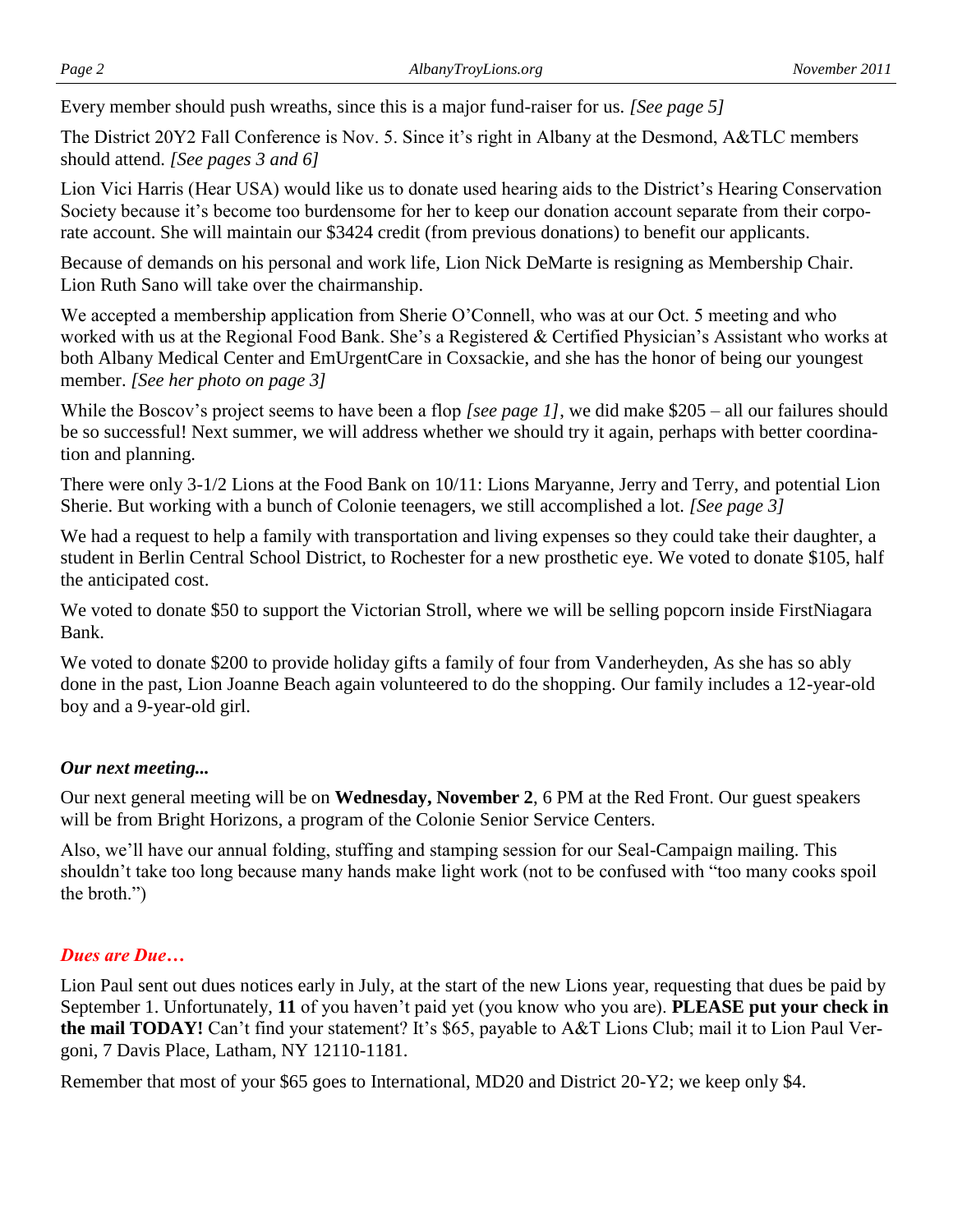Every member should push wreaths, since this is a major fund-raiser for us. *[See page 5]*

The District 20Y2 Fall Conference is Nov. 5. Since it's right in Albany at the Desmond, A&TLC members should attend. *[See pages 3 and 6]*

Lion Vici Harris (Hear USA) would like us to donate used hearing aids to the District's Hearing Conservation Society because it's become too burdensome for her to keep our donation account separate from their corporate account. She will maintain our $3424 credit (from previous donations) to benefit our applicants.

Because of demands on his personal and work life, Lion Nick DeMarte is resigning as Membership Chair. Lion Ruth Sano will take over the chairmanship.

We accepted a membership application from Sherie O'Connell, who was at our Oct. 5 meeting and who worked with us at the Regional Food Bank. She's a Registered & Certified Physician's Assistant who works at both Albany Medical Center and EmUrgentCare in Coxsackie, and she has the honor of being our youngest member. *[See her photo on page 3]*

While the Boscov's project seems to have been a flop *[see page 1]*, we did make $205 – all our failures should be so successful! Next summer, we will address whether we should try it again, perhaps with better coordination and planning.

There were only 3-1/2 Lions at the Food Bank on 10/11: Lions Maryanne, Jerry and Terry, and potential Lion Sherie. But working with a bunch of Colonie teenagers, we still accomplished a lot. *[See page 3]*

We had a request to help a family with transportation and living expenses so they could take their daughter, a student in Berlin Central School District, to Rochester for a new prosthetic eye. We voted to donate $105, half the anticipated cost.

We voted to donate $50 to support the Victorian Stroll, where we will be selling popcorn inside FirstNiagara Bank.

We voted to donate $200 to provide holiday gifts a family of four from Vanderheyden, As she has so ably done in the past, Lion Joanne Beach again volunteered to do the shopping. Our family includes a 12-year-old boy and a 9-year-old girl.

### *Our next meeting...*

Our next general meeting will be on **Wednesday, November 2**, 6 PM at the Red Front. Our guest speakers will be from Bright Horizons, a program of the Colonie Senior Service Centers.

Also, we'll have our annual folding, stuffing and stamping session for our Seal-Campaign mailing. This shouldn't take too long because many hands make light work (not to be confused with "too many cooks spoil the broth.")

### *Dues are Due…*

Lion Paul sent out dues notices early in July, at the start of the new Lions year, requesting that dues be paid by September 1. Unfortunately, **11** of you haven't paid yet (you know who you are). **PLEASE put your check in the mail TODAY!** Can't find your statement? It's $65, payable to A&T Lions Club; mail it to Lion Paul Vergoni, 7 Davis Place, Latham, NY 12110-1181.

Remember that most of your $65 goes to International, MD20 and District 20-Y2; we keep only $4.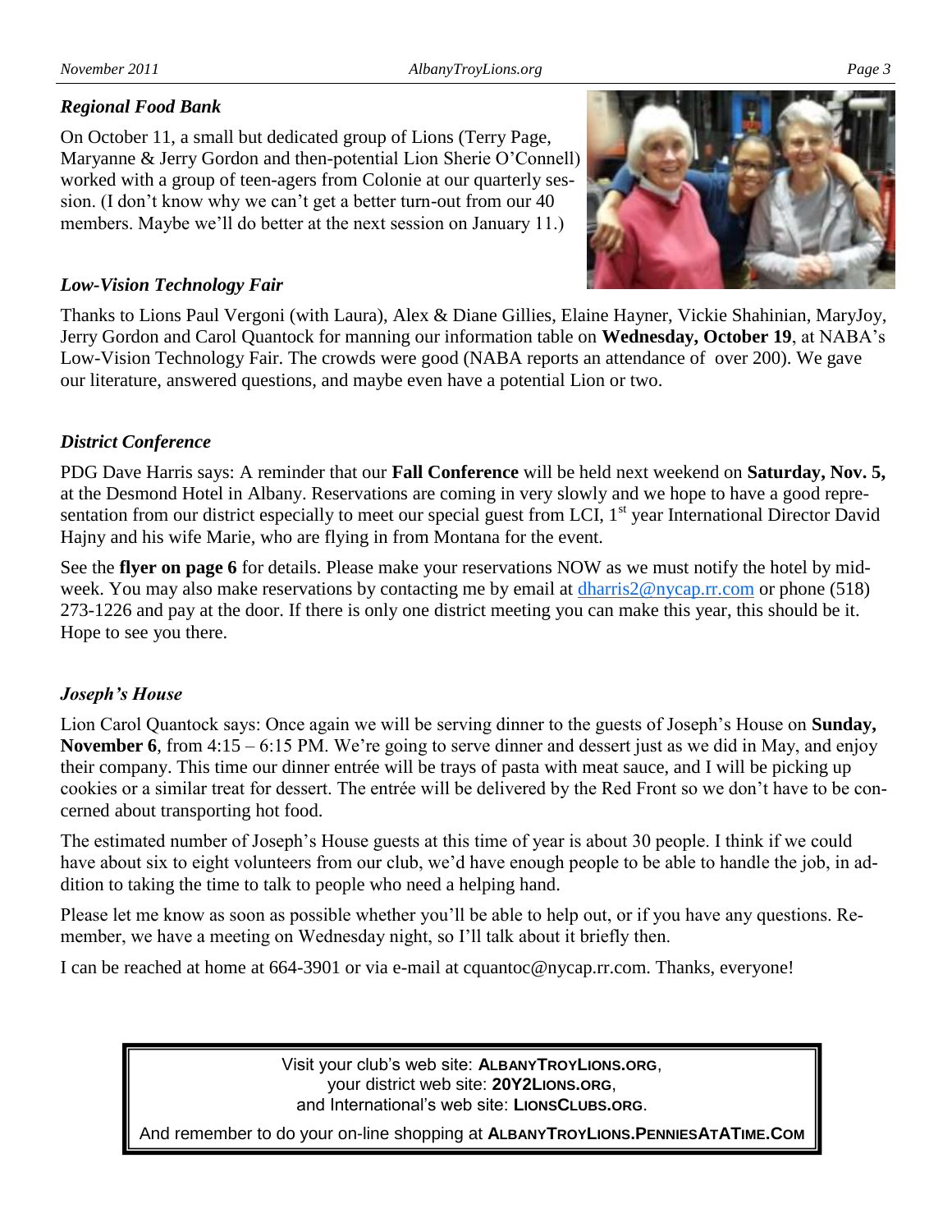### *Regional Food Bank*

On October 11, a small but dedicated group of Lions (Terry Page, Maryanne & Jerry Gordon and then-potential Lion Sherie O'Connell) worked with a group of teen-agers from Colonie at our quarterly session. (I don't know why we can't get a better turn-out from our 40 members. Maybe we'll do better at the next session on January 11.)

### *Low-Vision Technology Fair*

Thanks to Lions Paul Vergoni (with Laura), Alex & Diane Gillies, Elaine Hayner, Vickie Shahinian, MaryJoy, Jerry Gordon and Carol Quantock for manning our information table on **Wednesday, October 19**, at NABA's Low-Vision Technology Fair. The crowds were good (NABA reports an attendance of over 200). We gave our literature, answered questions, and maybe even have a potential Lion or two.

### *District Conference*

PDG Dave Harris says: A reminder that our **Fall Conference** will be held next weekend on **Saturday, Nov. 5,** at the Desmond Hotel in Albany. Reservations are coming in very slowly and we hope to have a good representation from our district especially to meet our special guest from LCI, 1st year International Director David Hajny and his wife Marie, who are flying in from Montana for the event.

See the **flyer on page 6** for details. Please make your reservations NOW as we must notify the hotel by mid-week. You may also make reservations by contacting me by email at dharris2@nycap.rr.com or phone (518) 273-1226 and pay at the door. If there is only one district meeting you can make this year, this should be it. Hope to see you there.

### *Joseph's House*

Lion Carol Quantock says: Once again we will be serving dinner to the guests of Joseph's House on **Sunday, November 6**, from 4:15 – 6:15 PM. We're going to serve dinner and dessert just as we did in May, and enjoy their company. This time our dinner entrée will be trays of pasta with meat sauce, and I will be picking up cookies or a similar treat for dessert. The entrée will be delivered by the Red Front so we don't have to be concerned about transporting hot food.

The estimated number of Joseph's House guests at this time of year is about 30 people. I think if we could have about six to eight volunteers from our club, we'd have enough people to be able to handle the job, in addition to taking the time to talk to people who need a helping hand.

Please let me know as soon as possible whether you'll be able to help out, or if you have any questions. Remember, we have a meeting on Wednesday night, so I'll talk about it briefly then.

I can be reached at home at 664-3901 or via e-mail at cquantoc@nycap.rr.com. Thanks, everyone!

---

Visit your club's web site: **ALBANYTROYLIONS.ORG**,
your district web site: **20Y2LIONS.ORG**,
and International's web site: **LIONSCLUBS.ORG**.

And remember to do your on-line shopping at **ALBANYTROYLIONS.PENNIESATATIME.COM**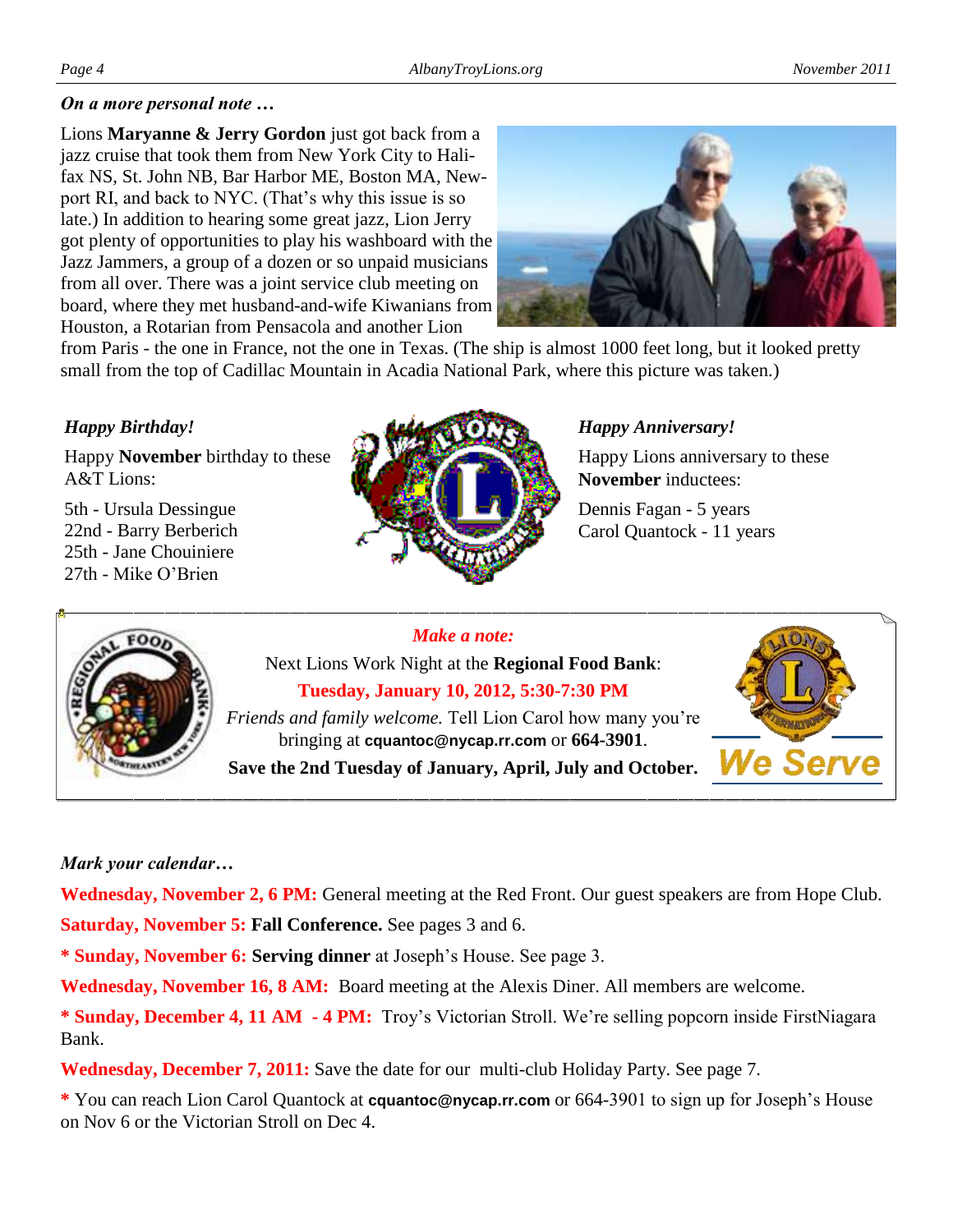*On a more personal note …*

Lions **Maryanne & Jerry Gordon** just got back from a jazz cruise that took them from New York City to Halifax NS, St. John NB, Bar Harbor ME, Boston MA, Newport RI, and back to NYC. (That's why this issue is so late.) In addition to hearing some great jazz, Lion Jerry got plenty of opportunities to play his washboard with the Jazz Jammers, a group of a dozen or so unpaid musicians from all over. There was a joint service club meeting on board, where they met husband-and-wife Kiwanians from Houston, a Rotarian from Pensacola and another Lion from Paris - the one in France, not the one in Texas. (The ship is almost 1000 feet long, but it looked pretty small from the top of Cadillac Mountain in Acadia National Park, where this picture was taken.)

*Happy Birthday!*

Happy **November** birthday to these A&T Lions:

5th - Ursula Dessingue
22nd - Barry Berberich
25th - Jane Chouiniere
27th - Mike O'Brien

*Happy Anniversary!*

Happy Lions anniversary to these **November** inductees:

Dennis Fagan - 5 years
Carol Quantock - 11 years

*Make a note:*

Next Lions Work Night at the **Regional Food Bank**:

**Tuesday, January 10, 2012, 5:30-7:30 PM**

*Friends and family welcome.* Tell Lion Carol how many you're bringing at **cquantoc@nycap.rr.com** or **664-3901**.

**Save the 2nd Tuesday of January, April, July and October.**

We Serve

*Mark your calendar…*

**Wednesday, November 2, 6 PM:** General meeting at the Red Front. Our guest speakers are from Hope Club.

**Saturday, November 5: Fall Conference.** See pages 3 and 6.

**\* Sunday, November 6: Serving dinner** at Joseph's House. See page 3.

**Wednesday, November 16, 8 AM:** Board meeting at the Alexis Diner. All members are welcome.

**\* Sunday, December 4, 11 AM - 4 PM:** Troy's Victorian Stroll. We're selling popcorn inside FirstNiagara Bank.

**Wednesday, December 7, 2011:** Save the date for our multi-club Holiday Party. See page 7.

**\*** You can reach Lion Carol Quantock at **cquantoc@nycap.rr.com** or 664-3901 to sign up for Joseph's House on Nov 6 or the Victorian Stroll on Dec 4.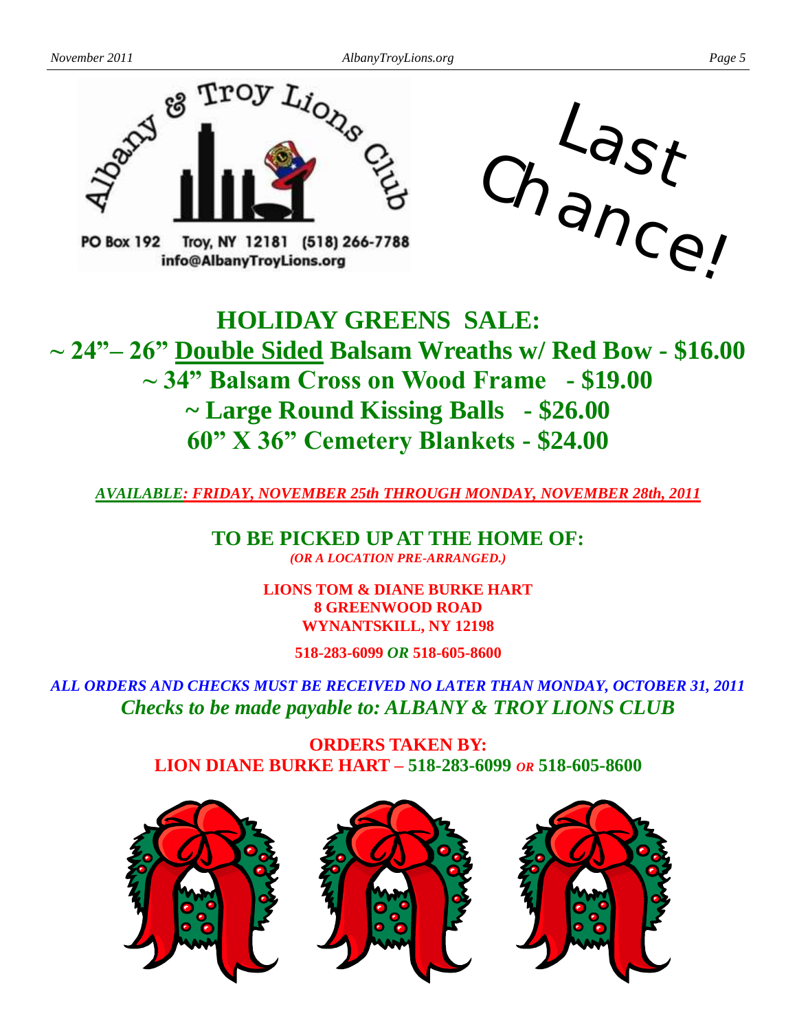Albany & Troy Lions Club

PO Box 192 Troy, NY 12181 (518) 266-7788
info@AlbanyTroyLions.org

Last Chance!

# HOLIDAY GREENS SALE:

## ~ 24"– 26" Double Sided Balsam Wreaths w/ Red Bow - $16.00
## ~ 34" Balsam Cross on Wood Frame - $19.00
## ~ Large Round Kissing Balls - $26.00
## 60" X 36" Cemetery Blankets - $24.00

***AVAILABLE: FRIDAY, NOVEMBER 25th THROUGH MONDAY, NOVEMBER 28th, 2011***

**TO BE PICKED UP AT THE HOME OF:**
***(OR A LOCATION PRE-ARRANGED.)***

**LIONS TOM & DIANE BURKE HART**
**8 GREENWOOD ROAD**
**WYNANTSKILL, NY 12198**

**518-283-6099 *OR* 518-605-8600**

***ALL ORDERS AND CHECKS MUST BE RECEIVED NO LATER THAN MONDAY, OCTOBER 31, 2011***
***Checks to be made payable to: ALBANY & TROY LIONS CLUB***

**ORDERS TAKEN BY:**
**LION DIANE BURKE HART – 518-283-6099 *OR* 518-605-8600**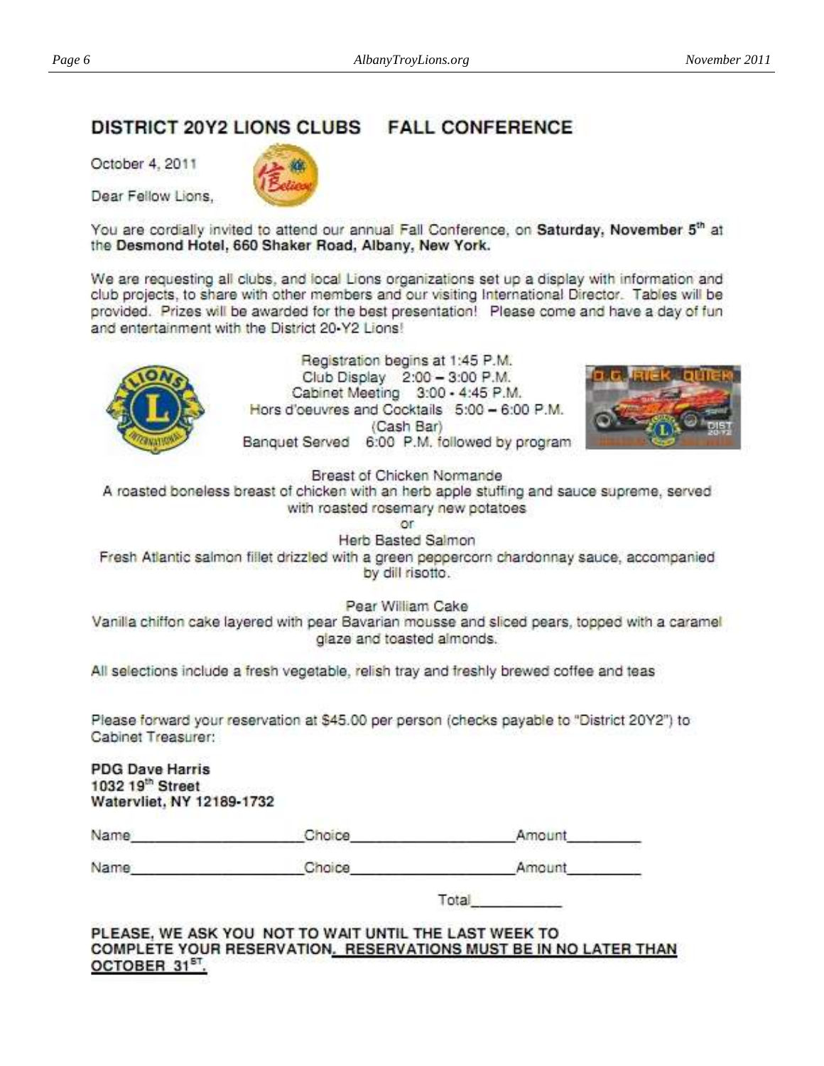## DISTRICT 20Y2 LIONS CLUBS FALL CONFERENCE

October 4, 2011

Dear Fellow Lions,

You are cordially invited to attend our annual Fall Conference, on **Saturday, November 5th** at the **Desmond Hotel, 660 Shaker Road, Albany, New York.**

We are requesting all clubs, and local Lions organizations set up a display with information and club projects, to share with other members and our visiting International Director. Tables will be provided. Prizes will be awarded for the best presentation! Please come and have a day of fun and entertainment with the District 20-Y2 Lions!

Registration begins at 1:45 P.M.
Club Display 2:00 – 3:00 P.M.
Cabinet Meeting 3:00 - 4:45 P.M.
Hors d'oeuvres and Cocktails 5:00 – 6:00 P.M.
(Cash Bar)
Banquet Served 6:00 P.M. followed by program

Breast of Chicken Normande
A roasted boneless breast of chicken with an herb apple stuffing and sauce supreme, served with roasted rosemary new potatoes
or
Herb Basted Salmon
Fresh Atlantic salmon fillet drizzled with a green peppercorn chardonnay sauce, accompanied by dill risotto.

Pear William Cake
Vanilla chiffon cake layered with pear Bavarian mousse and sliced pears, topped with a caramel glaze and toasted almonds.

All selections include a fresh vegetable, relish tray and freshly brewed coffee and teas

Please forward your reservation at $45.00 per person (checks payable to "District 20Y2") to Cabinet Treasurer:

**PDG Dave Harris**
**1032 19th Street**
**Watervliet, NY 12189-1732**

Name____________________ Choice____________________ Amount_________

Name____________________ Choice____________________ Amount_________

Total___________

**PLEASE, WE ASK YOU NOT TO WAIT UNTIL THE LAST WEEK TO COMPLETE YOUR RESERVATION. RESERVATIONS MUST BE IN NO LATER THAN OCTOBER 31ST.**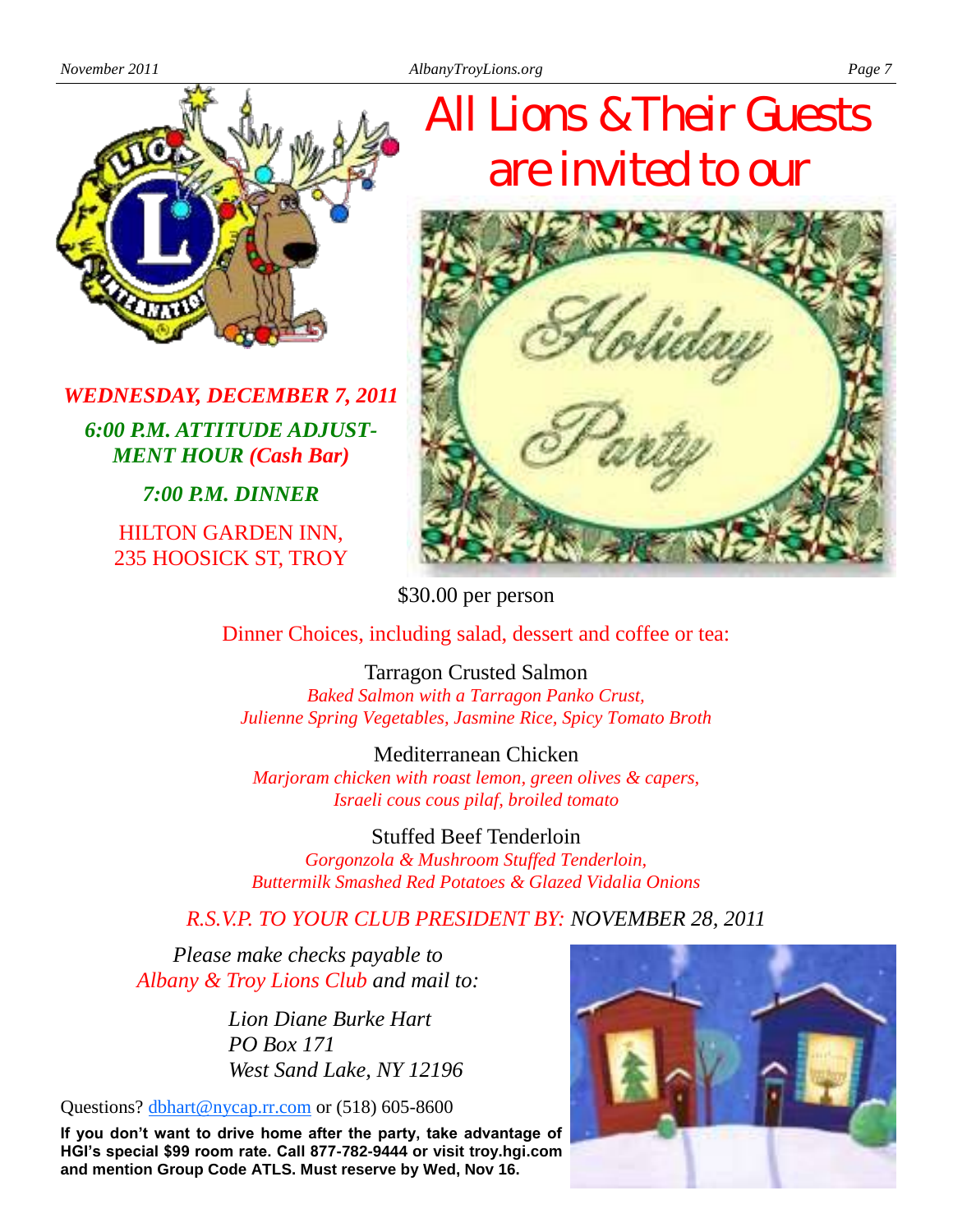# All Lions & Their Guests are invited to our

Holiday Party

***WEDNESDAY, DECEMBER 7, 2011***

***6:00 P.M. ATTITUDE ADJUSTMENT HOUR (Cash Bar)***

***7:00 P.M. DINNER***

HILTON GARDEN INN,
235 HOOSICK ST, TROY

$30.00 per person

Dinner Choices, including salad, dessert and coffee or tea:

Tarragon Crusted Salmon
*Baked Salmon with a Tarragon Panko Crust,*
*Julienne Spring Vegetables, Jasmine Rice, Spicy Tomato Broth*

Mediterranean Chicken
*Marjoram chicken with roast lemon, green olives & capers,*
*Israeli cous cous pilaf, broiled tomato*

Stuffed Beef Tenderloin
*Gorgonzola & Mushroom Stuffed Tenderloin,*
*Buttermilk Smashed Red Potatoes & Glazed Vidalia Onions*

*R.S.V.P. TO YOUR CLUB PRESIDENT BY: NOVEMBER 28, 2011*

*Please make checks payable to*
*Albany & Troy Lions Club and mail to:*

*Lion Diane Burke Hart*
*PO Box 171*
*West Sand Lake, NY 12196*

Questions? dbhart@nycap.rr.com or (518) 605-8600

**If you don't want to drive home after the party, take advantage of HGI's special $99 room rate. Call 877-782-9444 or visit troy.hgi.com and mention Group Code ATLS. Must reserve by Wed, Nov 16.**